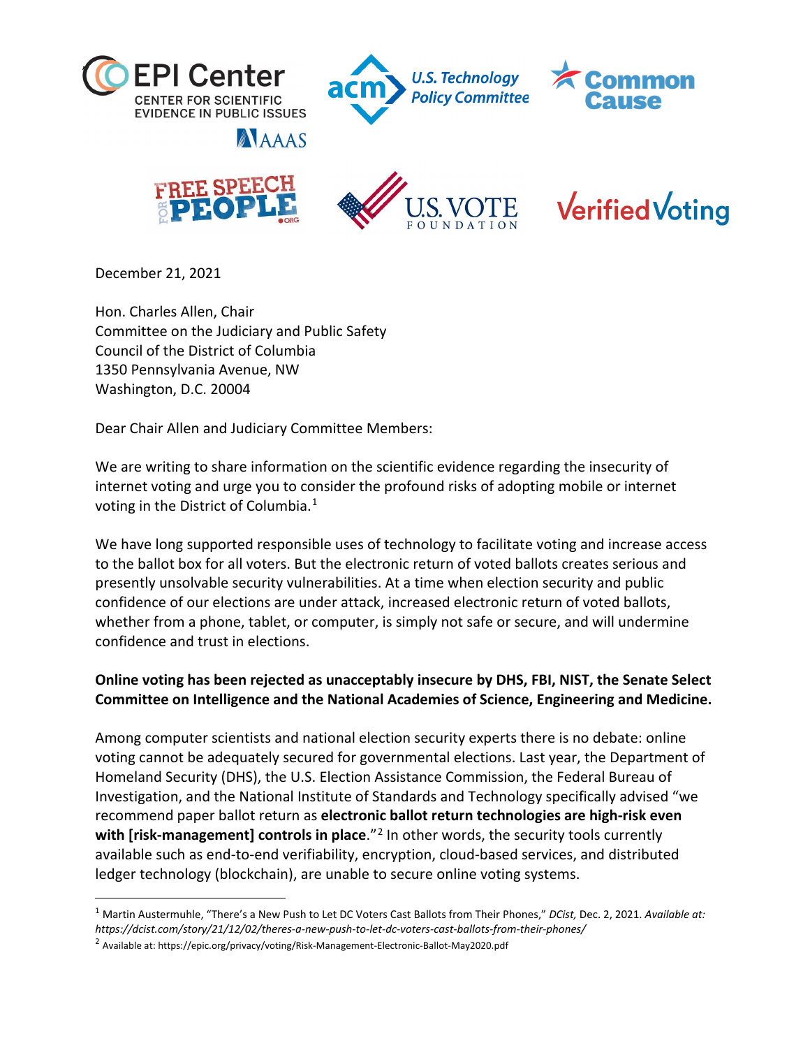December 21, 2021

Hon. Charles Allen, Chair
Committee on the Judiciary and Public Safety
Council of the District of Columbia
1350 Pennsylvania Avenue, NW
Washington, D.C. 20004

Dear Chair Allen and Judiciary Committee Members:

We are writing to share information on the scientific evidence regarding the insecurity of internet voting and urge you to consider the profound risks of adopting mobile or internet voting in the District of Columbia.[1]

We have long supported responsible uses of technology to facilitate voting and increase access to the ballot box for all voters. But the electronic return of voted ballots creates serious and presently unsolvable security vulnerabilities. At a time when election security and public confidence of our elections are under attack, increased electronic return of voted ballots, whether from a phone, tablet, or computer, is simply not safe or secure, and will undermine confidence and trust in elections.

**Online voting has been rejected as unacceptably insecure by DHS, FBI, NIST, the Senate Select Committee on Intelligence and the National Academies of Science, Engineering and Medicine.**

Among computer scientists and national election security experts there is no debate: online voting cannot be adequately secured for governmental elections. Last year, the Department of Homeland Security (DHS), the U.S. Election Assistance Commission, the Federal Bureau of Investigation, and the National Institute of Standards and Technology specifically advised "we recommend paper ballot return as **electronic ballot return technologies are high-risk even with [risk-management] controls in place**."[2] In other words, the security tools currently available such as end-to-end verifiability, encryption, cloud-based services, and distributed ledger technology (blockchain), are unable to secure online voting systems.

---

[1] Martin Austermuhle, "There's a New Push to Let DC Voters Cast Ballots from Their Phones," *DCist,* Dec. 2, 2021. *Available at: https://dcist.com/story/21/12/02/theres-a-new-push-to-let-dc-voters-cast-ballots-from-their-phones/*

[2] Available at: https://epic.org/privacy/voting/Risk-Management-Electronic-Ballot-May2020.pdf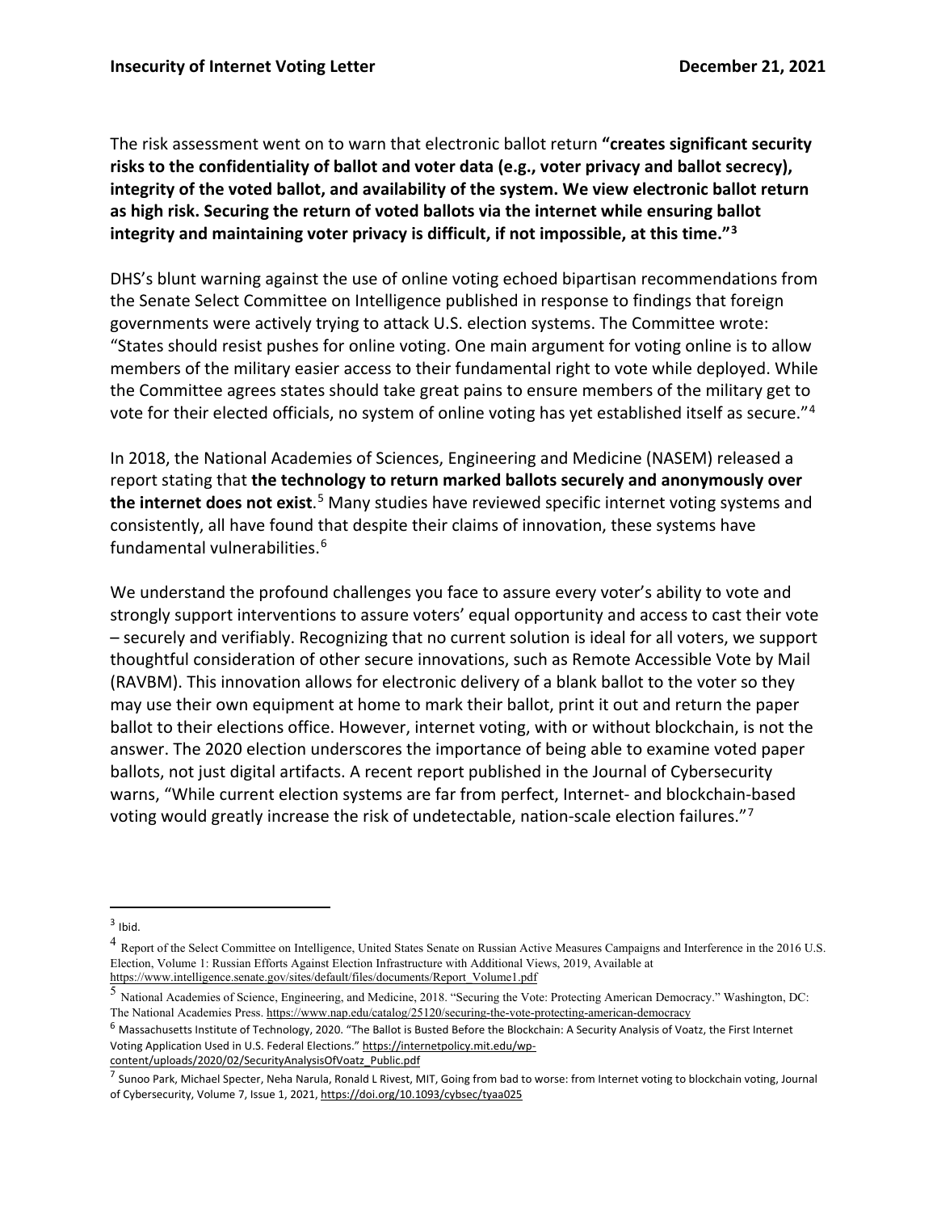The risk assessment went on to warn that electronic ballot return **"creates significant security risks to the confidentiality of ballot and voter data (e.g., voter privacy and ballot secrecy), integrity of the voted ballot, and availability of the system. We view electronic ballot return as high risk. Securing the return of voted ballots via the internet while ensuring ballot integrity and maintaining voter privacy is difficult, if not impossible, at this time."**[3]

DHS's blunt warning against the use of online voting echoed bipartisan recommendations from the Senate Select Committee on Intelligence published in response to findings that foreign governments were actively trying to attack U.S. election systems. The Committee wrote: "States should resist pushes for online voting. One main argument for voting online is to allow members of the military easier access to their fundamental right to vote while deployed. While the Committee agrees states should take great pains to ensure members of the military get to vote for their elected officials, no system of online voting has yet established itself as secure."[4]

In 2018, the National Academies of Sciences, Engineering and Medicine (NASEM) released a report stating that **the technology to return marked ballots securely and anonymously over the internet does not exist**.[5] Many studies have reviewed specific internet voting systems and consistently, all have found that despite their claims of innovation, these systems have fundamental vulnerabilities.[6]

We understand the profound challenges you face to assure every voter's ability to vote and strongly support interventions to assure voters' equal opportunity and access to cast their vote – securely and verifiably. Recognizing that no current solution is ideal for all voters, we support thoughtful consideration of other secure innovations, such as Remote Accessible Vote by Mail (RAVBM). This innovation allows for electronic delivery of a blank ballot to the voter so they may use their own equipment at home to mark their ballot, print it out and return the paper ballot to their elections office. However, internet voting, with or without blockchain, is not the answer. The 2020 election underscores the importance of being able to examine voted paper ballots, not just digital artifacts. A recent report published in the Journal of Cybersecurity warns, "While current election systems are far from perfect, Internet- and blockchain-based voting would greatly increase the risk of undetectable, nation-scale election failures."[7]

---

[3] Ibid.

[4] Report of the Select Committee on Intelligence, United States Senate on Russian Active Measures Campaigns and Interference in the 2016 U.S. Election, Volume 1: Russian Efforts Against Election Infrastructure with Additional Views, 2019, Available at https://www.intelligence.senate.gov/sites/default/files/documents/Report_Volume1.pdf

[5] National Academies of Science, Engineering, and Medicine, 2018. "Securing the Vote: Protecting American Democracy." Washington, DC: The National Academies Press. https://www.nap.edu/catalog/25120/securing-the-vote-protecting-american-democracy

[6] Massachusetts Institute of Technology, 2020. "The Ballot is Busted Before the Blockchain: A Security Analysis of Voatz, the First Internet Voting Application Used in U.S. Federal Elections." https://internetpolicy.mit.edu/wp-content/uploads/2020/02/SecurityAnalysisOfVoatz_Public.pdf

[7] Sunoo Park, Michael Specter, Neha Narula, Ronald L Rivest, MIT, Going from bad to worse: from Internet voting to blockchain voting, Journal of Cybersecurity, Volume 7, Issue 1, 2021, https://doi.org/10.1093/cybsec/tyaa025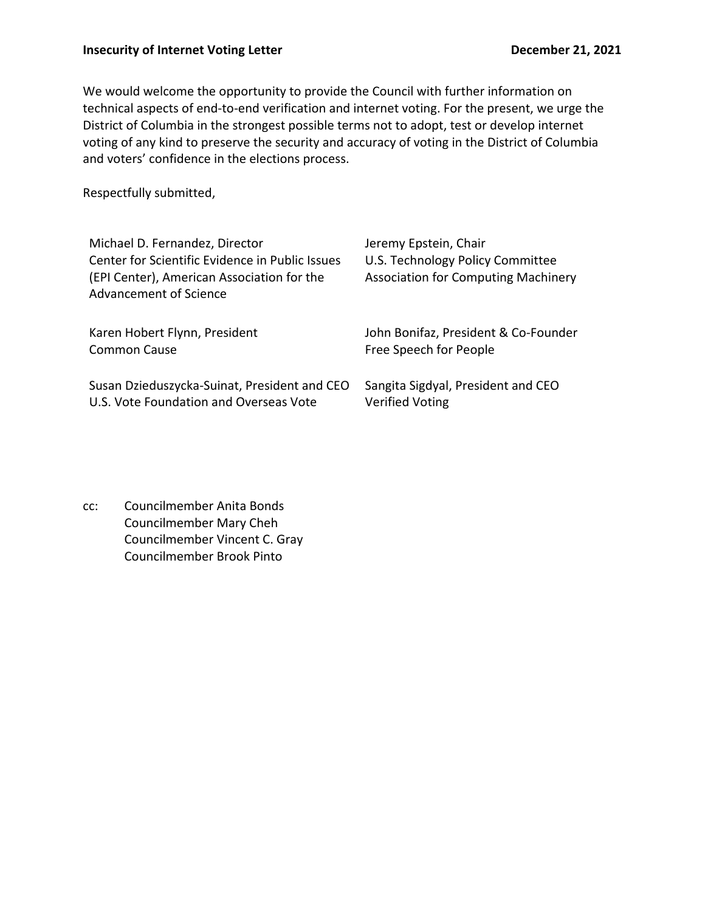We would welcome the opportunity to provide the Council with further information on technical aspects of end-to-end verification and internet voting. For the present, we urge the District of Columbia in the strongest possible terms not to adopt, test or develop internet voting of any kind to preserve the security and accuracy of voting in the District of Columbia and voters' confidence in the elections process.

Respectfully submitted,

Michael D. Fernandez, Director
Center for Scientific Evidence in Public Issues (EPI Center), American Association for the Advancement of Science

Jeremy Epstein, Chair
U.S. Technology Policy Committee
Association for Computing Machinery

Karen Hobert Flynn, President
Common Cause

John Bonifaz, President & Co-Founder
Free Speech for People

Susan Dzieduszycka-Suinat, President and CEO
U.S. Vote Foundation and Overseas Vote

Sangita Sigdyal, President and CEO
Verified Voting

cc: Councilmember Anita Bonds
Councilmember Mary Cheh
Councilmember Vincent C. Gray
Councilmember Brook Pinto